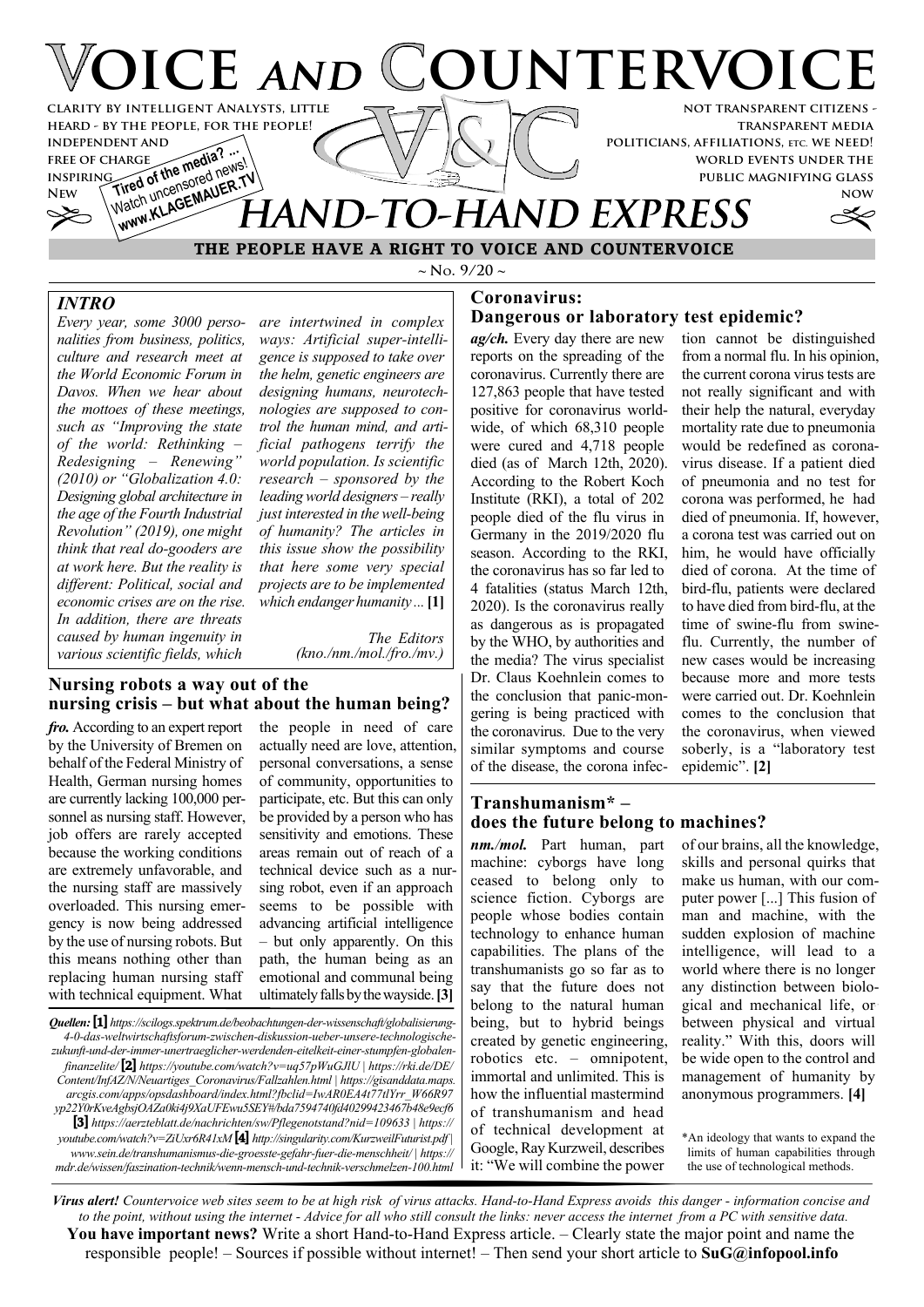# VOICE AND COUNTERVOICE

CLARITY BY INTELLIGENT ANALYSTS, LITTLE HEARD - BY THE PEOPLE, FOR THE PEOPLE!
INDEPENDENT AND FREE OF CHARGE INSPIRING NEW

Tired of the media? ... Watch uncensored news! www.KLAGEMAUER.TV

NOT TRANSPARENT CITIZENS - TRANSPARENT MEDIA POLITICIANS, AFFILIATIONS, ETC. WE NEED! WORLD EVENTS UNDER THE PUBLIC MAGNIFYING GLASS NOW

## HAND-TO-HAND EXPRESS

**THE PEOPLE HAVE A RIGHT TO VOICE AND COUNTERVOICE**

~ No. 9/20 ~

### INTRO

*Every year, some 3000 personalities from business, politics, culture and research meet at the World Economic Forum in Davos. When we hear about the mottoes of these meetings, such as "Improving the state of the world: Rethinking – Redesigning – Renewing" (2010) or "Globalization 4.0: Designing global architecture in the age of the Fourth Industrial Revolution" (2019), one might think that real do-gooders are at work here. But the reality is different: Political, social and economic crises are on the rise. In addition, there are threats caused by human ingenuity in various scientific fields, which are intertwined in complex ways: Artificial super-intelligence is supposed to take over the helm, genetic engineers are designing humans, neurotechnologies are supposed to control the human mind, and artificial pathogens terrify the world population. Is scientific research – sponsored by the leading world designers – really just interested in the well-being of humanity? The articles in this issue show the possibility that here some very special projects are to be implemented which endanger humanity ...* **[1]**

*The Editors (kno./nm./mol./fro./mv.)*

### Nursing robots a way out of the nursing crisis – but what about the human being?

***fro.*** According to an expert report by the University of Bremen on behalf of the Federal Ministry of Health, German nursing homes are currently lacking 100,000 personnel as nursing staff. However, job offers are rarely accepted because the working conditions are extremely unfavorable, and the nursing staff are massively overloaded. This nursing emergency is now being addressed by the use of nursing robots. But this means nothing other than replacing human nursing staff with technical equipment. What the people in need of care actually need are love, attention, personal conversations, a sense of community, opportunities to participate, etc. But this can only be provided by a person who has sensitivity and emotions. These areas remain out of reach of a technical device such as a nursing robot, even if an approach seems to be possible with advancing artificial intelligence – but only apparently. On this path, the human being as an emotional and communal being ultimately falls by the wayside. **[3]**

### Coronavirus: Dangerous or laboratory test epidemic?

***ag/ch.*** Every day there are new reports on the spreading of the coronavirus. Currently there are 127,863 people that have tested positive for coronavirus worldwide, of which 68,310 people were cured and 4,718 people died (as of March 12th, 2020). According to the Robert Koch Institute (RKI), a total of 202 people died of the flu virus in Germany in the 2019/2020 flu season. According to the RKI, the coronavirus has so far led to 4 fatalities (status March 12th, 2020). Is the coronavirus really as dangerous as is propagated by the WHO, by authorities and the media? The virus specialist Dr. Claus Koehnlein comes to the conclusion that panic-mongering is being practiced with the coronavirus. Due to the very similar symptoms and course of the disease, the corona infection cannot be distinguished from a normal flu. In his opinion, the current corona virus tests are not really significant and with their help the natural, everyday mortality rate due to pneumonia would be redefined as coronavirus disease. If a patient died of pneumonia and no test for corona was performed, he had died of pneumonia. If, however, a corona test was carried out on him, he would have officially died of corona. At the time of bird-flu, patients were declared to have died from bird-flu, at the time of swine-flu from swine-flu. Currently, the number of new cases would be increasing because more and more tests were carried out. Dr. Koehnlein comes to the conclusion that the coronavirus, when viewed soberly, is a "laboratory test epidemic". **[2]**

### Transhumanism* – does the future belong to machines?

***nm./mol.*** Part human, part machine: cyborgs have long ceased to belong only to science fiction. Cyborgs are people whose bodies contain technology to enhance human capabilities. The plans of the transhumanists go so far as to say that the future does not belong to the natural human being, but to hybrid beings created by genetic engineering, robotics etc. – omnipotent, immortal and unlimited. This is how the influential mastermind of transhumanism and head of technical development at Google, Ray Kurzweil, describes it: "We will combine the power of our brains, all the knowledge, skills and personal quirks that make us human, with our computer power [...] This fusion of man and machine, with the sudden explosion of machine intelligence, will lead to a world where there is no longer any distinction between biological and mechanical life, or between physical and virtual reality." With this, doors will be wide open to the control and management of humanity by anonymous programmers. **[4]**

*An ideology that wants to expand the limits of human capabilities through the use of technological methods.

***Quellen:*** **[1]** *https://scilogs.spektrum.de/beobachtungen-der-wissenschaft/globalisierung-4-0-das-weltwirtschaftsforum-zwischen-diskussion-ueber-unsere-technologische-zukunft-und-der-immer-unertraeglicher-werdenden-eitelkeit-einer-stumpfen-globalen-finanzelite/* **[2]** *https://youtube.com/watch?v=uq57pWuGJIU | https://rki.de/DE/Content/InfAZ/N/Neuartiges_Coronavirus/Fallzahlen.html | https://gisanddata.maps.arcgis.com/apps/opsdashboard/index.html?fbclid=IwAR0EA4t77tlYrr_W66R97yp22Y0rKveAgbsjOAZa0ki4j9XaUFEwu5SEY#/bda7594740fd40299423467b48e9ecf6* **[3]** *https://aerzteblatt.de/nachrichten/sw/Pflegenotstand?nid=109633 | https://youtube.com/watch?v=ZiUxr6R41xM* **[4]** *http://singularity.com/KurzweilFuturist.pdf | www.sein.de/transhumanismus-die-groesste-gefahr-fuer-die-menschheit/ | https://mdr.de/wissen/faszination-technik/wenn-mensch-und-technik-verschmelzen-100.html*

***Virus alert!*** *Countervoice web sites seem to be at high risk of virus attacks. Hand-to-Hand Express avoids this danger - information concise and to the point, without using the internet - Advice for all who still consult the links: never access the internet from a PC with sensitive data.*

**You have important news?** Write a short Hand-to-Hand Express article. – Clearly state the major point and name the responsible people! – Sources if possible without internet! – Then send your short article to **SuG@infopool.info**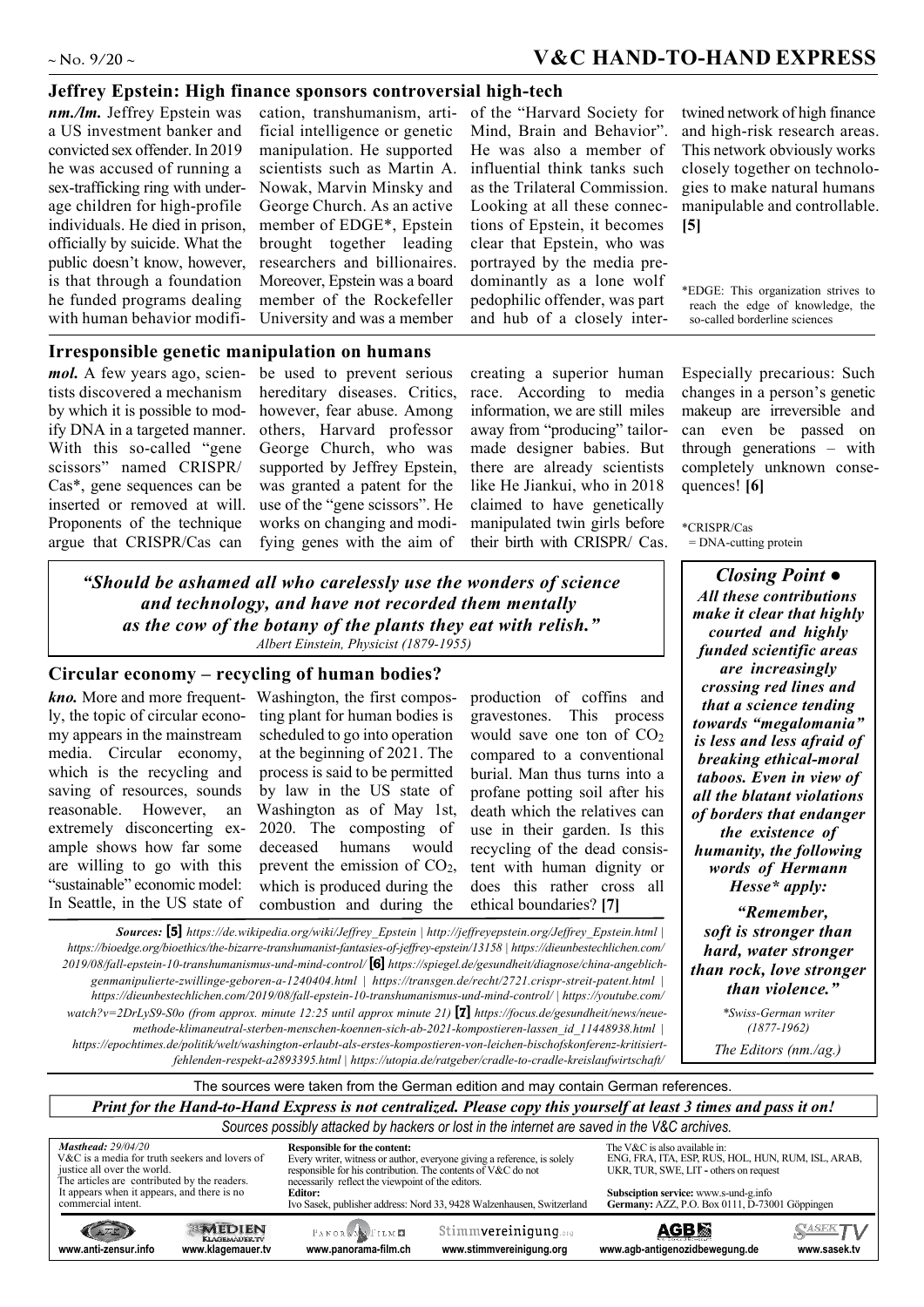## Jeffrey Epstein: High finance sponsors controversial high-tech

***nm./lm.*** Jeffrey Epstein was a US investment banker and convicted sex offender. In 2019 he was accused of running a sex-trafficking ring with underage children for high-profile individuals. He died in prison, officially by suicide. What the public doesn't know, however, is that through a foundation he funded programs dealing with human behavior modification, transhumanism, artificial intelligence or genetic manipulation. He supported scientists such as Martin A. Nowak, Marvin Minsky and George Church. As an active member of EDGE*, Epstein brought together leading researchers and billionaires. Moreover, Epstein was a board member of the Rockefeller University and was a member of the "Harvard Society for Mind, Brain and Behavior". He was also a member of influential think tanks such as the Trilateral Commission. Looking at all these connections of Epstein, it becomes clear that Epstein, who was portrayed by the media predominantly as a lone wolf pedophilic offender, was part and hub of a closely intertwined network of high finance and high-risk research areas. This network obviously works closely together on technologies to make natural humans manipulable and controllable. **[5]**

*EDGE: This organization strives to reach the edge of knowledge, the so-called borderline sciences

## Irresponsible genetic manipulation on humans

***mol.*** A few years ago, scientists discovered a mechanism by which it is possible to modify DNA in a targeted manner. With this so-called "gene scissors" named CRISPR/Cas*, gene sequences can be inserted or removed at will. Proponents of the technique argue that CRISPR/Cas can be used to prevent serious hereditary diseases. Critics, however, fear abuse. Among others, Harvard professor George Church, who was supported by Jeffrey Epstein, was granted a patent for the use of the "gene scissors". He works on changing and modifying genes with the aim of creating a superior human race. According to media information, we are still miles away from "producing" tailor-made designer babies. But there are already scientists like He Jiankui, who in 2018 claimed to have genetically manipulated twin girls before their birth with CRISPR/ Cas. Especially precarious: Such changes in a person's genetic makeup are irreversible and can even be passed on through generations – with completely unknown consequences! **[6]**

*CRISPR/Cas
= DNA-cutting protein

> ***"Should be ashamed all who carelessly use the wonders of science and technology, and have not recorded them mentally as the cow of the botany of the plants they eat with relish."***
> *Albert Einstein, Physicist (1879-1955)*

## Circular economy – recycling of human bodies?

***kno.*** More and more frequently, the topic of circular economy appears in the mainstream media. Circular economy, which is the recycling and saving of resources, sounds reasonable. However, an extremely disconcerting example shows how far some are willing to go with this "sustainable" economic model: In Seattle, in the US state of Washington, the first composting plant for human bodies is scheduled to go into operation at the beginning of 2021. The process is said to be permitted by law in the US state of Washington as of May 1st, 2020. The composting of deceased humans would prevent the emission of $CO_2$, which is produced during the combustion and during the production of coffins and gravestones. This process would save one ton of $CO_2$ compared to a conventional burial. Man thus turns into a profane potting soil after his death which the relatives can use in their garden. Is this recycling of the dead consistent with human dignity or does this rather cross all ethical boundaries? **[7]**

***Closing Point ●***

***All these contributions make it clear that highly courted and highly funded scientific areas are increasingly crossing red lines and that a science tending towards "megalomania" is less and less afraid of breaking ethical-moral taboos. Even in view of all the blatant violations of borders that endanger the existence of humanity, the following words of Hermann Hesse* apply:***

***"Remember, soft is stronger than hard, water stronger than rock, love stronger than violence."***

*\*Swiss-German writer (1877-1962)*

*The Editors (nm./ag.)*

***Sources:*** **[5]** *https://de.wikipedia.org/wiki/Jeffrey_Epstein | http://jeffreyepstein.org/Jeffrey_Epstein.html | https://bioedge.org/bioethics/the-bizarre-transhumanist-fantasies-of-jeffrey-epstein/13158 | https://dieunbestechlichen.com/2019/08/fall-epstein-10-transhumanismus-und-mind-control/* **[6]** *https://spiegel.de/gesundheit/diagnose/china-angeblich-genmanipulierte-zwillinge-geboren-a-1240404.html | https://transgen.de/recht/2721.crispr-streit-patent.html | https://dieunbestechlichen.com/2019/08/fall-epstein-10-transhumanismus-und-mind-control/ | https://youtube.com/watch?v=2DrLyS9-S0o (from approx. minute 12:25 until approx minute 21)* **[7]** *https://focus.de/gesundheit/news/neue-methode-klimaneutral-sterben-menschen-koennen-sich-ab-2021-kompostieren-lassen_id_11448938.html | https://epochtimes.de/politik/welt/washington-erlaubt-als-erstes-kompostieren-von-leichen-bischofskonferenz-kritisiert-fehlenden-respekt-a2893395.html | https://utopia.de/ratgeber/cradle-to-cradle-kreislaufwirtschaft/*

The sources were taken from the German edition and may contain German references.

***Print for the Hand-to-Hand Express is not centralized. Please copy this yourself at least 3 times and pass it on!***

*Sources possibly attacked by hackers or lost in the internet are saved in the V&C archives.*

***Masthead:** 29/04/20*
V&C is a media for truth seekers and lovers of justice all over the world.
The articles are contributed by the readers.
It appears when it appears, and there is no commercial intent.

**Responsible for the content:**
Every writer, witness or author, everyone giving a reference, is solely responsible for his contribution. The contents of V&C do not necessarily reflect the viewpoint of the editors.
**Editor:**
Ivo Sasek, publisher address: Nord 33, 9428 Walzenhausen, Switzerland

The V&C is also available in:
ENG, FRA, ITA, ESP, RUS, HOL, HUN, RUM, ISL, ARAB, UKR, TUR, SWE, LIT - others on request

**Subsciption service:** www.s-und-g.info
**Germany:** AZZ, P.O. Box 0111, D-73001 Göppingen

www.anti-zensur.info | www.klagemauer.tv | www.panorama-film.ch | www.stimmvereinigung.org | www.agb-antigenozidbewegung.de | www.sasek.tv